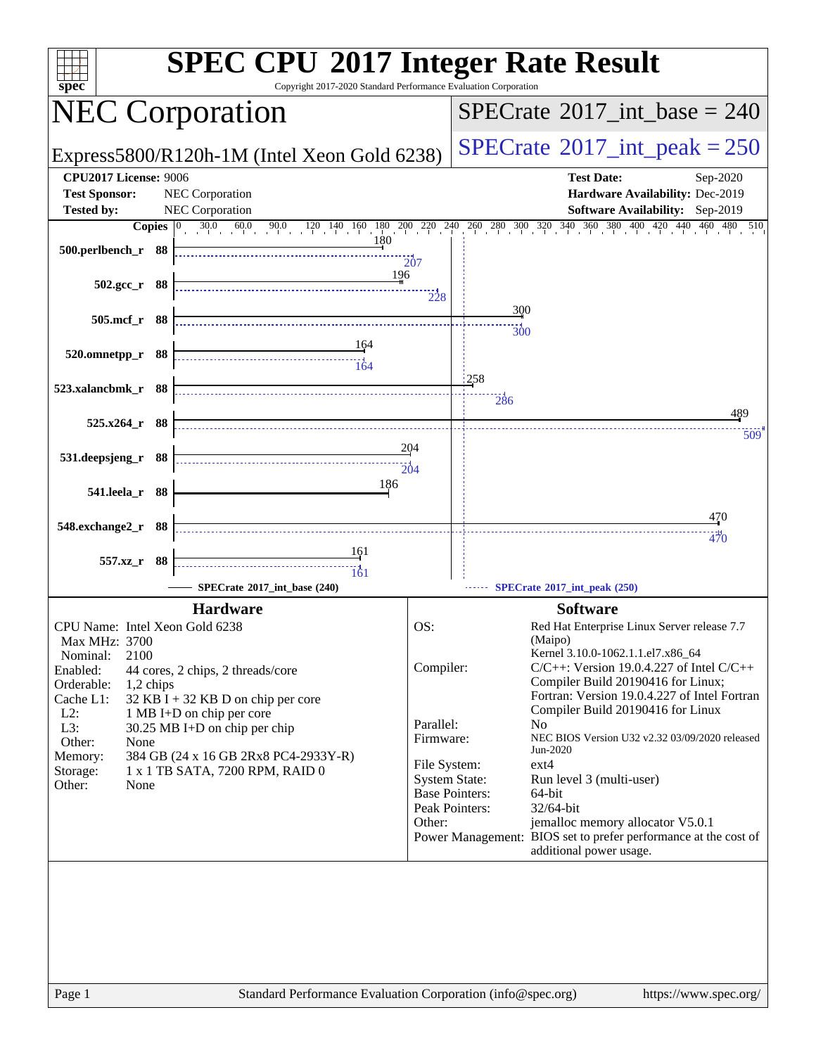# SPEC CPU 2017 Integer Rate Result

Copyright 2017-2020 Standard Performance Evaluation Corporation

## NEC Corporation

Express5800/R120h-1M (Intel Xeon Gold 6238)

SPECrate 2017_int_base = 240

SPECrate 2017_int_peak = 250

**CPU2017 License:** 9006
**Test Sponsor:** NEC Corporation
**Tested by:** NEC Corporation

**Test Date:** Sep-2020
**Hardware Availability:** Dec-2019
**Software Availability:** Sep-2019

Copies | 0 | 30.0 | 60.0 | 90.0 | 120 | 140 | 160 | 180 | 200 | 220 | 240 | 260 | 280 | 300 | 320 | 340 | 360 | 380 | 400 | 420 | 440 | 460 | 480 | 510

500.perlbench_r 88 180 207
502.gcc_r 88 196 228
505.mcf_r 88 300 300
520.omnetpp_r 88 164 164
523.xalancbmk_r 88 258 286
525.x264_r 88 489 509
531.deepsjeng_r 88 204 204
541.leela_r 88 186
548.exchange2_r 88 470 470
557.xz_r 88 161 161

SPECrate 2017_int_base (240)
SPECrate 2017_int_peak (250)

### Hardware

| | |
|---|---|
| CPU Name: | Intel Xeon Gold 6238 |
| Max MHz: | 3700 |
| Nominal: | 2100 |
| Enabled: | 44 cores, 2 chips, 2 threads/core |
| Orderable: | 1,2 chips |
| Cache L1: | 32 KB I + 32 KB D on chip per core |
| L2: | 1 MB I+D on chip per core |
| L3: | 30.25 MB I+D on chip per chip |
| Other: | None |
| Memory: | 384 GB (24 x 16 GB 2Rx8 PC4-2933Y-R) |
| Storage: | 1 x 1 TB SATA, 7200 RPM, RAID 0 |
| Other: | None |

### Software

| | |
|---|---|
| OS: | Red Hat Enterprise Linux Server release 7.7 (Maipo) Kernel 3.10.0-1062.1.1.el7.x86_64 |
| Compiler: | C/C++: Version 19.0.4.227 of Intel C/C++ Compiler Build 20190416 for Linux; Fortran: Version 19.0.4.227 of Intel Fortran Compiler Build 20190416 for Linux |
| Parallel: | No |
| Firmware: | NEC BIOS Version U32 v2.32 03/09/2020 released Jun-2020 |
| File System: | ext4 |
| System State: | Run level 3 (multi-user) |
| Base Pointers: | 64-bit |
| Peak Pointers: | 32/64-bit |
| Other: | jemalloc memory allocator V5.0.1 |
| Power Management: | BIOS set to prefer performance at the cost of additional power usage. |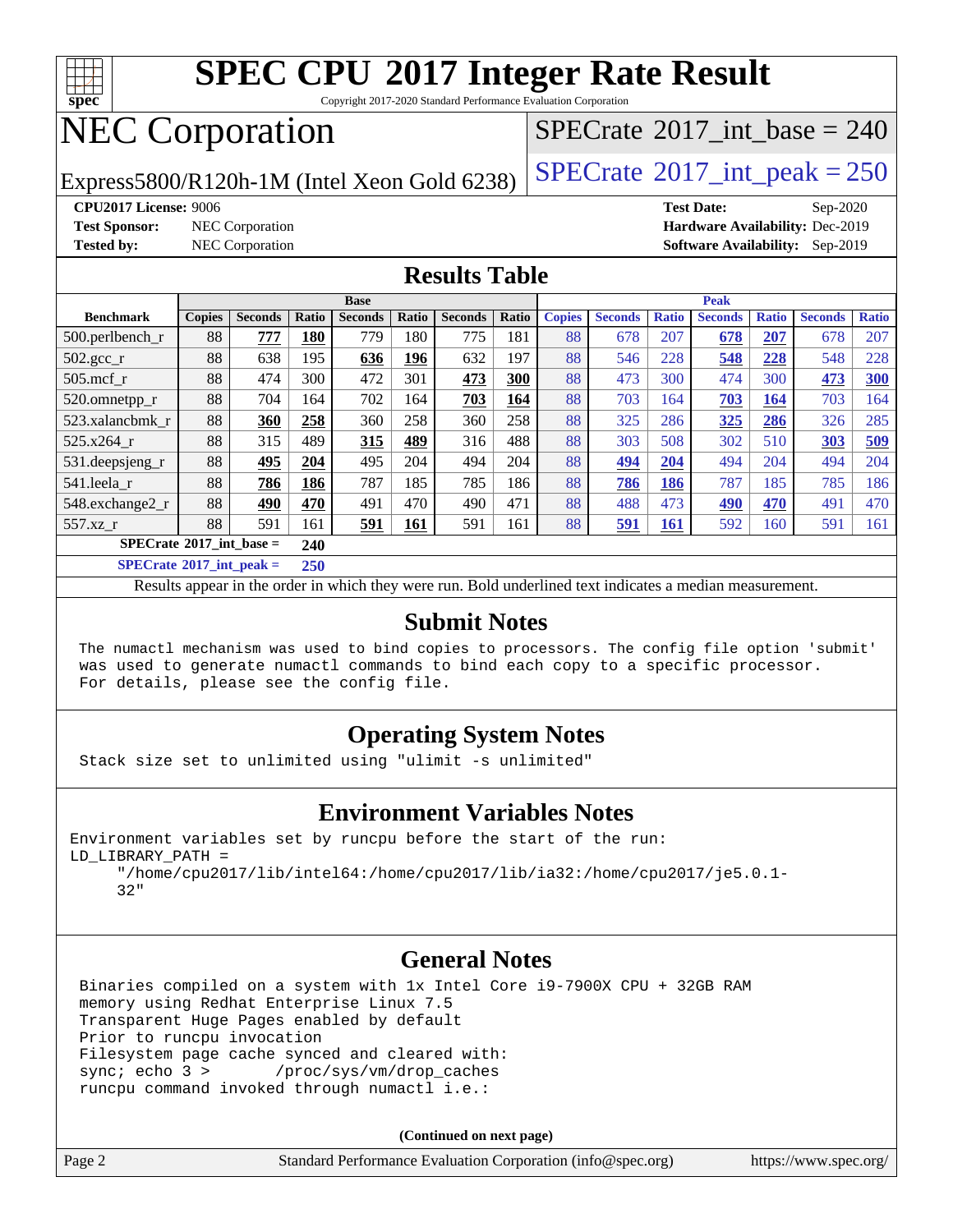# SPEC CPU 2017 Integer Rate Result

Copyright 2017-2020 Standard Performance Evaluation Corporation

# NEC Corporation

Express5800/R120h-1M (Intel Xeon Gold 6238)

SPECrate 2017_int_base = 240

SPECrate 2017_int_peak = 250

**CPU2017 License:** 9006
**Test Sponsor:** NEC Corporation
**Tested by:** NEC Corporation

**Test Date:** Sep-2020
**Hardware Availability:** Dec-2019
**Software Availability:** Sep-2019

## Results Table

| Benchmark | Base | | | | | | | Peak | | | | | | |
|---|---|---|---|---|---|---|---|---|---|---|---|---|---|---|
| | Copies | Seconds | Ratio | Seconds | Ratio | Seconds | Ratio | Copies | Seconds | Ratio | Seconds | Ratio | Seconds | Ratio |
| 500.perlbench_r | 88 | **777** | **180** | 779 | 180 | 775 | 181 | 88 | 678 | 207 | **678** | **207** | 678 | 207 |
| 502.gcc_r | 88 | 638 | 195 | **636** | **196** | 632 | 197 | 88 | 546 | 228 | **548** | **228** | 548 | 228 |
| 505.mcf_r | 88 | 474 | 300 | 472 | 301 | **473** | **300** | 88 | 473 | 300 | 474 | 300 | **473** | **300** |
| 520.omnetpp_r | 88 | 704 | 164 | 702 | 164 | **703** | **164** | 88 | 703 | 164 | **703** | **164** | 703 | 164 |
| 523.xalancbmk_r | 88 | **360** | **258** | 360 | 258 | 360 | 258 | 88 | 325 | 286 | **325** | **286** | 326 | 285 |
| 525.x264_r | 88 | 315 | 489 | **315** | **489** | 316 | 488 | 88 | 303 | 508 | 302 | 510 | **303** | **509** |
| 531.deepsjeng_r | 88 | **495** | **204** | 495 | 204 | 494 | 204 | 88 | **494** | **204** | 494 | 204 | 494 | 204 |
| 541.leela_r | 88 | **786** | **186** | 787 | 185 | 785 | 186 | 88 | **786** | **186** | 787 | 185 | 785 | 186 |
| 548.exchange2_r | 88 | **490** | **470** | 491 | 470 | 490 | 471 | 88 | 488 | 473 | **490** | **470** | 491 | 470 |
| 557.xz_r | 88 | 591 | 161 | **591** | **161** | 591 | 161 | 88 | **591** | **161** | 592 | 160 | 591 | 161 |

SPECrate 2017_int_base = **240**

SPECrate 2017_int_peak = **250**

Results appear in the order in which they were run. Bold underlined text indicates a median measurement.

## Submit Notes

```
The numactl mechanism was used to bind copies to processors. The config file option 'submit'
was used to generate numactl commands to bind each copy to a specific processor.
For details, please see the config file.
```

## Operating System Notes

```
Stack size set to unlimited using "ulimit -s unlimited"
```

## Environment Variables Notes

```
Environment variables set by runcpu before the start of the run:
LD_LIBRARY_PATH =
     "/home/cpu2017/lib/intel64:/home/cpu2017/lib/ia32:/home/cpu2017/je5.0.1-
     32"
```

## General Notes

```
Binaries compiled on a system with 1x Intel Core i9-7900X CPU + 32GB RAM
memory using Redhat Enterprise Linux 7.5
Transparent Huge Pages enabled by default
Prior to runcpu invocation
Filesystem page cache synced and cleared with:
sync; echo 3 >       /proc/sys/vm/drop_caches
runcpu command invoked through numactl i.e.:
```

**(Continued on next page)**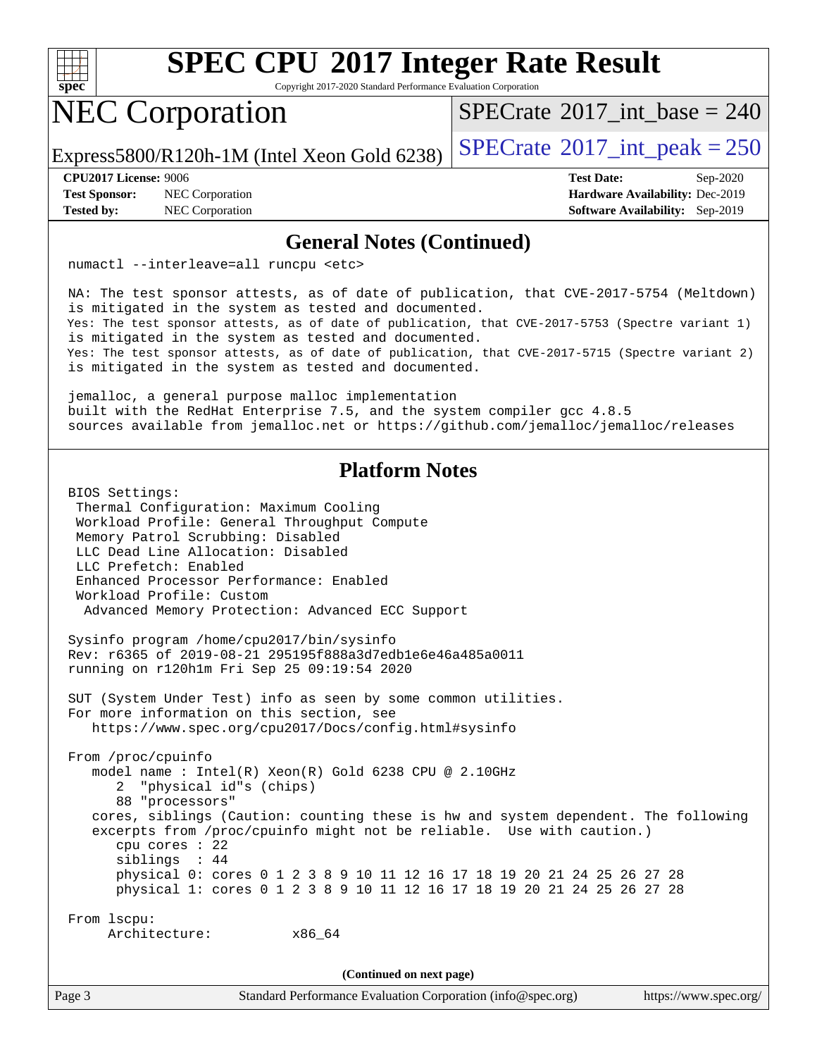# SPEC CPU 2017 Integer Rate Result

Copyright 2017-2020 Standard Performance Evaluation Corporation

## NEC Corporation

Express5800/R120h-1M (Intel Xeon Gold 6238)

SPECrate 2017_int_base = 240

SPECrate 2017_int_peak = 250

**CPU2017 License:** 9006
**Test Sponsor:** NEC Corporation
**Tested by:** NEC Corporation

**Test Date:** Sep-2020
**Hardware Availability:** Dec-2019
**Software Availability:** Sep-2019

### General Notes (Continued)

```
numactl --interleave=all runcpu <etc>

NA: The test sponsor attests, as of date of publication, that CVE-2017-5754 (Meltdown)
is mitigated in the system as tested and documented.
Yes: The test sponsor attests, as of date of publication, that CVE-2017-5753 (Spectre variant 1)
is mitigated in the system as tested and documented.
Yes: The test sponsor attests, as of date of publication, that CVE-2017-5715 (Spectre variant 2)
is mitigated in the system as tested and documented.

jemalloc, a general purpose malloc implementation
built with the RedHat Enterprise 7.5, and the system compiler gcc 4.8.5
sources available from jemalloc.net or https://github.com/jemalloc/jemalloc/releases
```

### Platform Notes

```
BIOS Settings:
 Thermal Configuration: Maximum Cooling
 Workload Profile: General Throughput Compute
 Memory Patrol Scrubbing: Disabled
 LLC Dead Line Allocation: Disabled
 LLC Prefetch: Enabled
 Enhanced Processor Performance: Enabled
 Workload Profile: Custom
  Advanced Memory Protection: Advanced ECC Support

Sysinfo program /home/cpu2017/bin/sysinfo
Rev: r6365 of 2019-08-21 295195f888a3d7edb1e6e46a485a0011
running on r120h1m Fri Sep 25 09:19:54 2020

SUT (System Under Test) info as seen by some common utilities.
For more information on this section, see
   https://www.spec.org/cpu2017/Docs/config.html#sysinfo

From /proc/cpuinfo
   model name : Intel(R) Xeon(R) Gold 6238 CPU @ 2.10GHz
      2  "physical id"s (chips)
      88 "processors"
   cores, siblings (Caution: counting these is hw and system dependent. The following
   excerpts from /proc/cpuinfo might not be reliable.  Use with caution.)
      cpu cores : 22
      siblings  : 44
      physical 0: cores 0 1 2 3 8 9 10 11 12 16 17 18 19 20 21 24 25 26 27 28
      physical 1: cores 0 1 2 3 8 9 10 11 12 16 17 18 19 20 21 24 25 26 27 28

From lscpu:
     Architecture:          x86_64
```

(Continued on next page)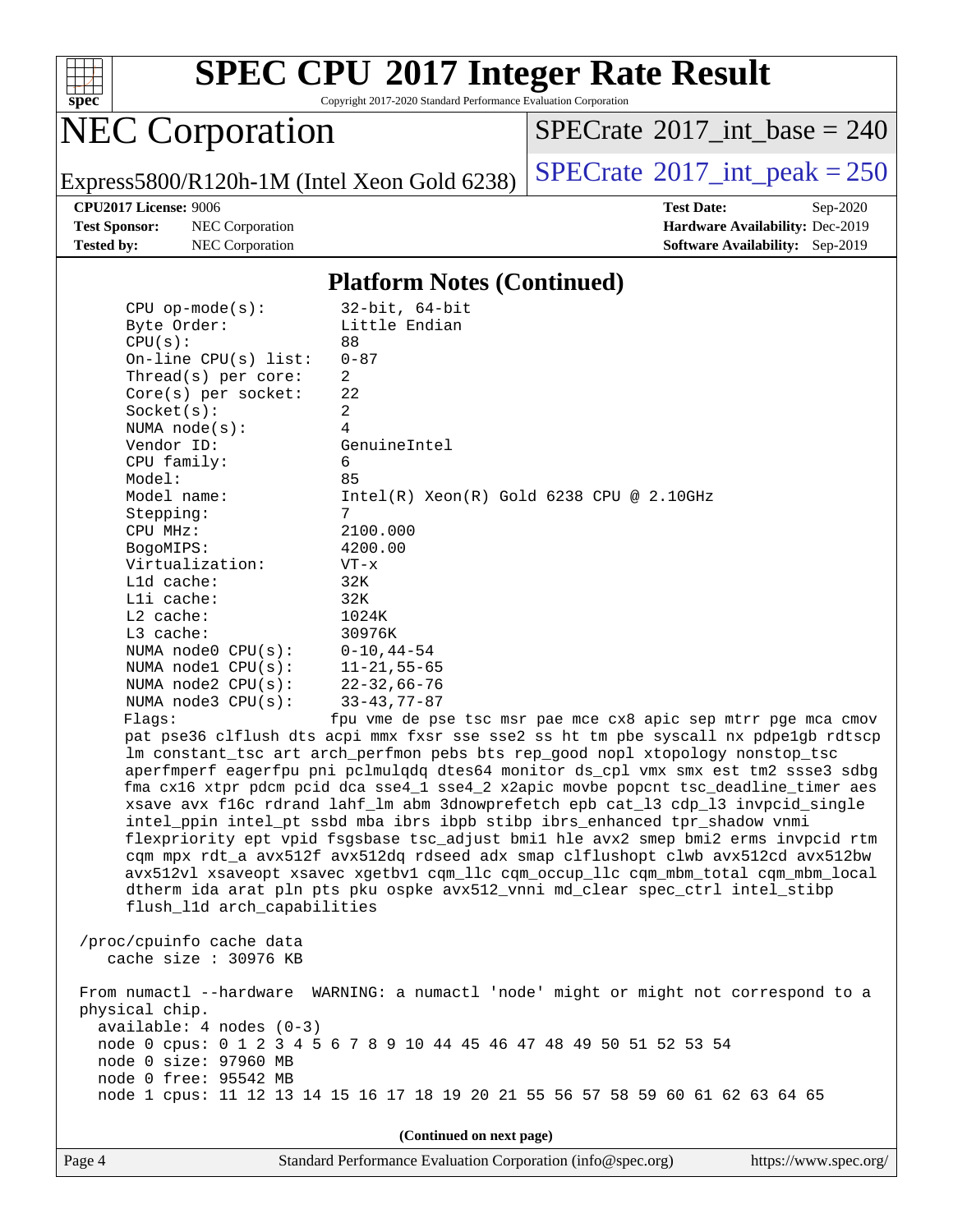## Platform Notes (Continued)

```
    CPU op-mode(s):          32-bit, 64-bit
    Byte Order:              Little Endian
    CPU(s):                  88
    On-line CPU(s) list:     0-87
    Thread(s) per core:      2
    Core(s) per socket:      22
    Socket(s):               2
    NUMA node(s):            4
    Vendor ID:               GenuineIntel
    CPU family:              6
    Model:                   85
    Model name:              Intel(R) Xeon(R) Gold 6238 CPU @ 2.10GHz
    Stepping:                7
    CPU MHz:                 2100.000
    BogoMIPS:                4200.00
    Virtualization:          VT-x
    L1d cache:               32K
    L1i cache:               32K
    L2 cache:                1024K
    L3 cache:                30976K
    NUMA node0 CPU(s):       0-10,44-54
    NUMA node1 CPU(s):       11-21,55-65
    NUMA node2 CPU(s):       22-32,66-76
    NUMA node3 CPU(s):       33-43,77-87
    Flags:                   fpu vme de pse tsc msr pae mce cx8 apic sep mtrr pge mca cmov
    pat pse36 clflush dts acpi mmx fxsr sse sse2 ss ht tm pbe syscall nx pdpe1gb rdtscp
    lm constant_tsc art arch_perfmon pebs bts rep_good nopl xtopology nonstop_tsc
    aperfmperf eagerfpu pni pclmulqdq dtes64 monitor ds_cpl vmx smx est tm2 ssse3 sdbg
    fma cx16 xtpr pdcm pcid dca sse4_1 sse4_2 x2apic movbe popcnt tsc_deadline_timer aes
    xsave avx f16c rdrand lahf_lm abm 3dnowprefetch epb cat_l3 cdp_l3 invpcid_single
    intel_ppin intel_pt ssbd mba ibrs ibpb stibp ibrs_enhanced tpr_shadow vnmi
    flexpriority ept vpid fsgsbase tsc_adjust bmi1 hle avx2 smep bmi2 erms invpcid rtm
    cqm mpx rdt_a avx512f avx512dq rdseed adx smap clflushopt clwb avx512cd avx512bw
    avx512vl xsaveopt xsavec xgetbv1 cqm_llc cqm_occup_llc cqm_mbm_total cqm_mbm_local
    dtherm ida arat pln pts pku ospke avx512_vnni md_clear spec_ctrl intel_stibp
    flush_l1d arch_capabilities

 /proc/cpuinfo cache data
    cache size : 30976 KB

 From numactl --hardware  WARNING: a numactl 'node' might or might not correspond to a
 physical chip.
   available: 4 nodes (0-3)
   node 0 cpus: 0 1 2 3 4 5 6 7 8 9 10 44 45 46 47 48 49 50 51 52 53 54
   node 0 size: 97960 MB
   node 0 free: 95542 MB
   node 1 cpus: 11 12 13 14 15 16 17 18 19 20 21 55 56 57 58 59 60 61 62 63 64 65
```

**(Continued on next page)**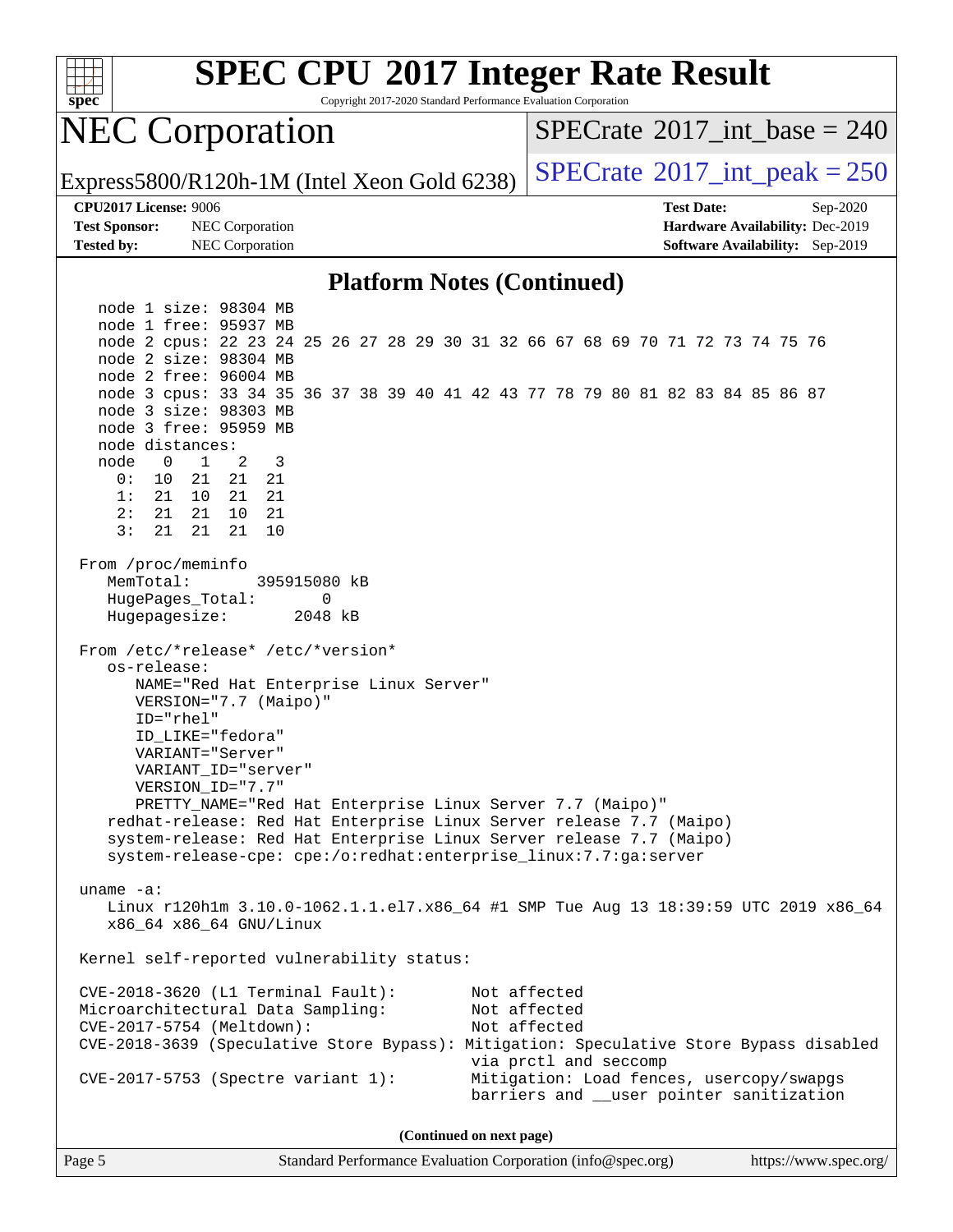# SPEC CPU 2017 Integer Rate Result

Copyright 2017-2020 Standard Performance Evaluation Corporation

## NEC Corporation

Express5800/R120h-1M (Intel Xeon Gold 6238)

SPECrate 2017_int_base = 240

SPECrate 2017_int_peak = 250

**CPU2017 License:** 9006
**Test Sponsor:** NEC Corporation
**Tested by:** NEC Corporation

**Test Date:** Sep-2020
**Hardware Availability:** Dec-2019
**Software Availability:** Sep-2019

### Platform Notes (Continued)

```
    node 1 size: 98304 MB
    node 1 free: 95937 MB
    node 2 cpus: 22 23 24 25 26 27 28 29 30 31 32 66 67 68 69 70 71 72 73 74 75 76
    node 2 size: 98304 MB
    node 2 free: 96004 MB
    node 3 cpus: 33 34 35 36 37 38 39 40 41 42 43 77 78 79 80 81 82 83 84 85 86 87
    node 3 size: 98303 MB
    node 3 free: 95959 MB
    node distances:
    node   0   1   2   3
      0:  10  21  21  21
      1:  21  10  21  21
      2:  21  21  10  21
      3:  21  21  21  10

 From /proc/meminfo
    MemTotal:       395915080 kB
    HugePages_Total:       0
    Hugepagesize:       2048 kB

 From /etc/*release* /etc/*version*
    os-release:
       NAME="Red Hat Enterprise Linux Server"
       VERSION="7.7 (Maipo)"
       ID="rhel"
       ID_LIKE="fedora"
       VARIANT="Server"
       VARIANT_ID="server"
       VERSION_ID="7.7"
       PRETTY_NAME="Red Hat Enterprise Linux Server 7.7 (Maipo)"
    redhat-release: Red Hat Enterprise Linux Server release 7.7 (Maipo)
    system-release: Red Hat Enterprise Linux Server release 7.7 (Maipo)
    system-release-cpe: cpe:/o:redhat:enterprise_linux:7.7:ga:server

 uname -a:
    Linux r120h1m 3.10.0-1062.1.1.el7.x86_64 #1 SMP Tue Aug 13 18:39:59 UTC 2019 x86_64
    x86_64 x86_64 GNU/Linux

 Kernel self-reported vulnerability status:

 CVE-2018-3620 (L1 Terminal Fault):          Not affected
 Microarchitectural Data Sampling:           Not affected
 CVE-2017-5754 (Meltdown):                   Not affected
 CVE-2018-3639 (Speculative Store Bypass): Mitigation: Speculative Store Bypass disabled
                                             via prctl and seccomp
 CVE-2017-5753 (Spectre variant 1):          Mitigation: Load fences, usercopy/swapgs
                                             barriers and __user pointer sanitization
```

(Continued on next page)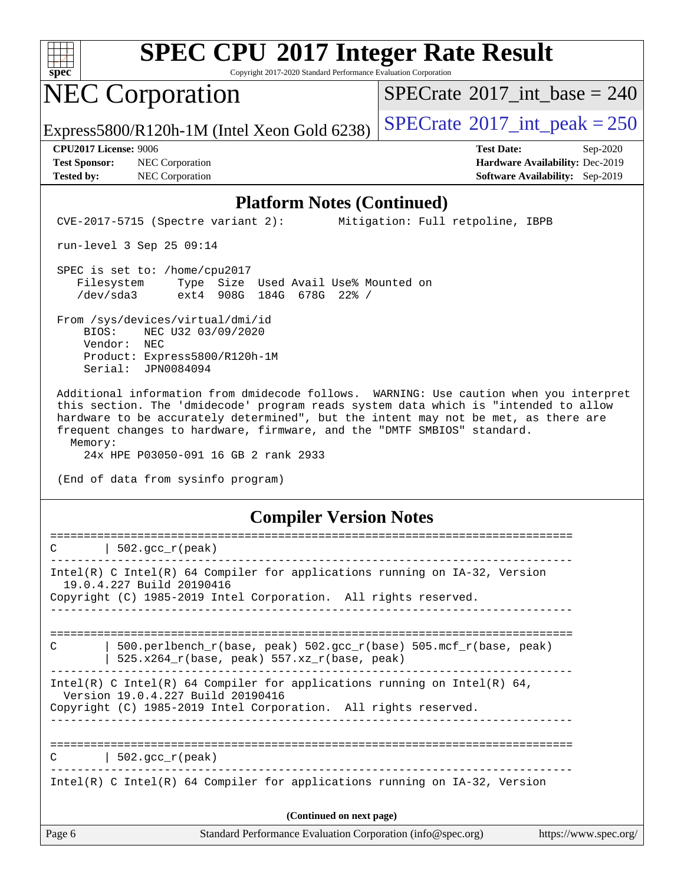## Platform Notes (Continued)

```
CVE-2017-5715 (Spectre variant 2):        Mitigation: Full retpoline, IBPB

run-level 3 Sep 25 09:14

SPEC is set to: /home/cpu2017
   Filesystem     Type  Size  Used Avail Use% Mounted on
   /dev/sda3      ext4  908G  184G  678G  22% /

From /sys/devices/virtual/dmi/id
    BIOS:    NEC U32 03/09/2020
    Vendor:  NEC
    Product: Express5800/R120h-1M
    Serial:  JPN0084094

Additional information from dmidecode follows.  WARNING: Use caution when you interpret
this section. The 'dmidecode' program reads system data which is "intended to allow
hardware to be accurately determined", but the intent may not be met, as there are
frequent changes to hardware, firmware, and the "DMTF SMBIOS" standard.
  Memory:
    24x HPE P03050-091 16 GB 2 rank 2933

(End of data from sysinfo program)
```

## Compiler Version Notes

```
==============================================================================
C       | 502.gcc_r(peak)
------------------------------------------------------------------------------
Intel(R) C Intel(R) 64 Compiler for applications running on IA-32, Version
  19.0.4.227 Build 20190416
Copyright (C) 1985-2019 Intel Corporation.  All rights reserved.
------------------------------------------------------------------------------

==============================================================================
C       | 500.perlbench_r(base, peak) 502.gcc_r(base) 505.mcf_r(base, peak)
        | 525.x264_r(base, peak) 557.xz_r(base, peak)
------------------------------------------------------------------------------
Intel(R) C Intel(R) 64 Compiler for applications running on Intel(R) 64,
  Version 19.0.4.227 Build 20190416
Copyright (C) 1985-2019 Intel Corporation.  All rights reserved.
------------------------------------------------------------------------------

==============================================================================
C       | 502.gcc_r(peak)
------------------------------------------------------------------------------
Intel(R) C Intel(R) 64 Compiler for applications running on IA-32, Version
```

(Continued on next page)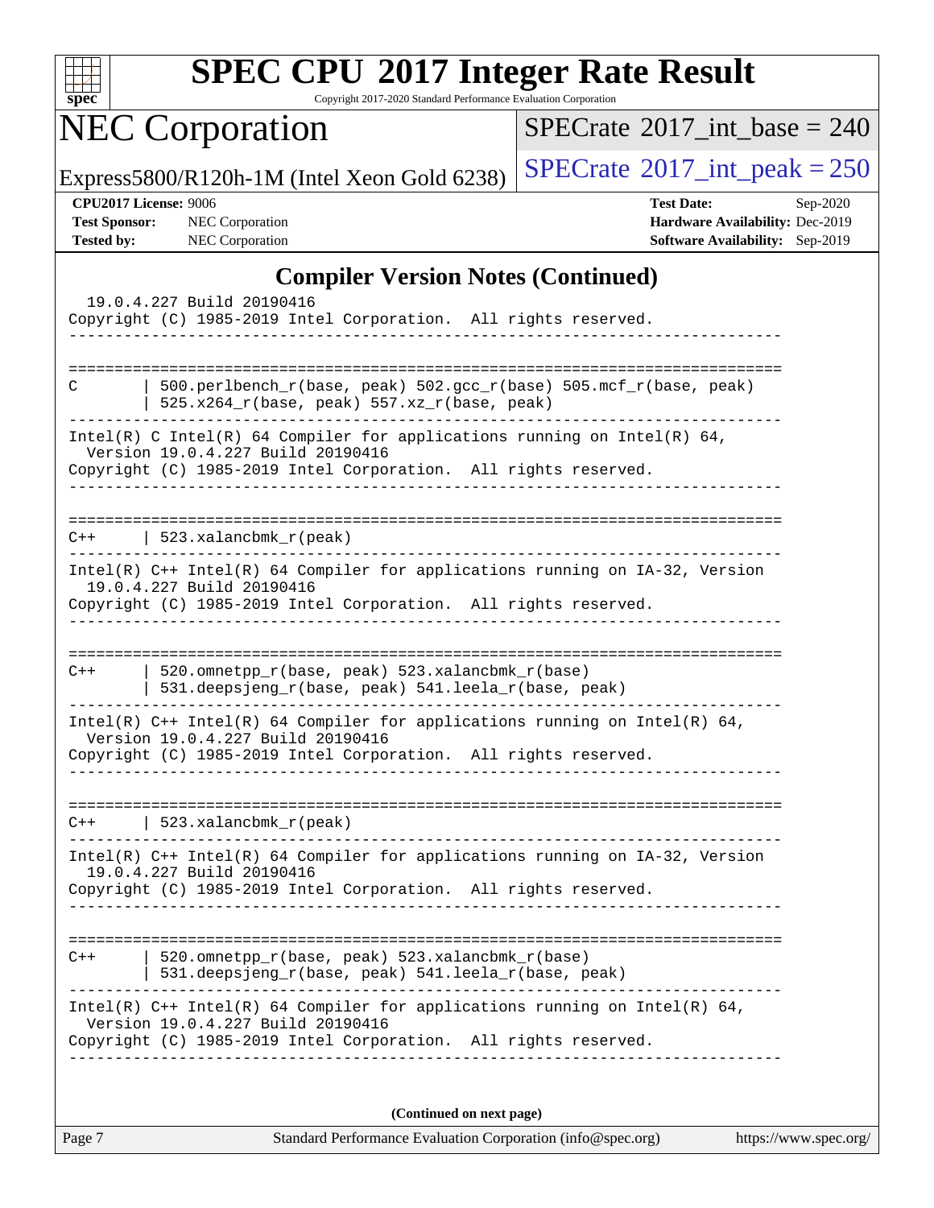## Compiler Version Notes (Continued)

```
  19.0.4.227 Build 20190416
Copyright (C) 1985-2019 Intel Corporation.  All rights reserved.
------------------------------------------------------------------------------

==============================================================================
C       | 500.perlbench_r(base, peak) 502.gcc_r(base) 505.mcf_r(base, peak)
        | 525.x264_r(base, peak) 557.xz_r(base, peak)
------------------------------------------------------------------------------
Intel(R) C Intel(R) 64 Compiler for applications running on Intel(R) 64,
  Version 19.0.4.227 Build 20190416
Copyright (C) 1985-2019 Intel Corporation.  All rights reserved.
------------------------------------------------------------------------------

==============================================================================
C++     | 523.xalancbmk_r(peak)
------------------------------------------------------------------------------
Intel(R) C++ Intel(R) 64 Compiler for applications running on IA-32, Version
  19.0.4.227 Build 20190416
Copyright (C) 1985-2019 Intel Corporation.  All rights reserved.
------------------------------------------------------------------------------

==============================================================================
C++     | 520.omnetpp_r(base, peak) 523.xalancbmk_r(base)
        | 531.deepsjeng_r(base, peak) 541.leela_r(base, peak)
------------------------------------------------------------------------------
Intel(R) C++ Intel(R) 64 Compiler for applications running on Intel(R) 64,
  Version 19.0.4.227 Build 20190416
Copyright (C) 1985-2019 Intel Corporation.  All rights reserved.
------------------------------------------------------------------------------

==============================================================================
C++     | 523.xalancbmk_r(peak)
------------------------------------------------------------------------------
Intel(R) C++ Intel(R) 64 Compiler for applications running on IA-32, Version
  19.0.4.227 Build 20190416
Copyright (C) 1985-2019 Intel Corporation.  All rights reserved.
------------------------------------------------------------------------------

==============================================================================
C++     | 520.omnetpp_r(base, peak) 523.xalancbmk_r(base)
        | 531.deepsjeng_r(base, peak) 541.leela_r(base, peak)
------------------------------------------------------------------------------
Intel(R) C++ Intel(R) 64 Compiler for applications running on Intel(R) 64,
  Version 19.0.4.227 Build 20190416
Copyright (C) 1985-2019 Intel Corporation.  All rights reserved.
------------------------------------------------------------------------------
```

**(Continued on next page)**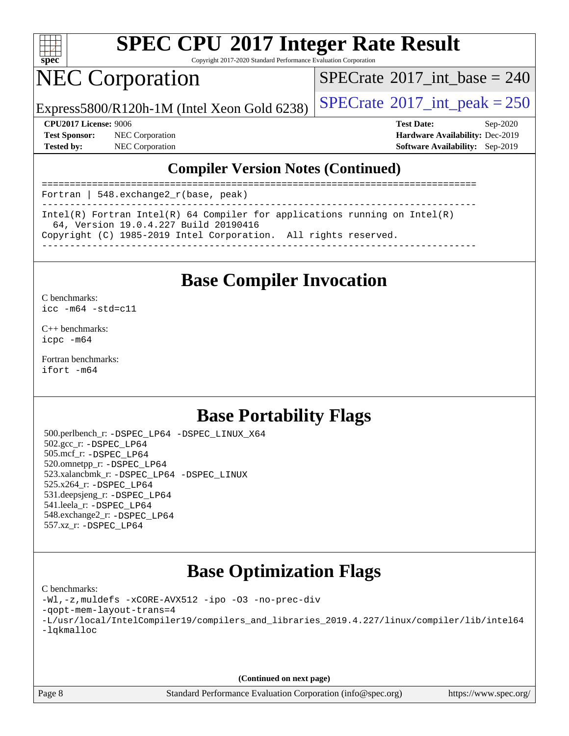# SPEC CPU 2017 Integer Rate Result

Copyright 2017-2020 Standard Performance Evaluation Corporation

# NEC Corporation

Express5800/R120h-1M (Intel Xeon Gold 6238)

SPECrate 2017_int_base = 240

SPECrate 2017_int_peak = 250

**CPU2017 License:** 9006
**Test Sponsor:** NEC Corporation
**Tested by:** NEC Corporation

**Test Date:** Sep-2020
**Hardware Availability:** Dec-2019
**Software Availability:** Sep-2019

## Compiler Version Notes (Continued)

```
==============================================================================
Fortran | 548.exchange2_r(base, peak)
------------------------------------------------------------------------------
Intel(R) Fortran Intel(R) 64 Compiler for applications running on Intel(R)
  64, Version 19.0.4.227 Build 20190416
Copyright (C) 1985-2019 Intel Corporation.  All rights reserved.
------------------------------------------------------------------------------
```

## Base Compiler Invocation

C benchmarks:
`icc -m64 -std=c11`

C++ benchmarks:
`icpc -m64`

Fortran benchmarks:
`ifort -m64`

## Base Portability Flags

500.perlbench_r: -DSPEC_LP64 -DSPEC_LINUX_X64
502.gcc_r: -DSPEC_LP64
505.mcf_r: -DSPEC_LP64
520.omnetpp_r: -DSPEC_LP64
523.xalancbmk_r: -DSPEC_LP64 -DSPEC_LINUX
525.x264_r: -DSPEC_LP64
531.deepsjeng_r: -DSPEC_LP64
541.leela_r: -DSPEC_LP64
548.exchange2_r: -DSPEC_LP64
557.xz_r: -DSPEC_LP64

## Base Optimization Flags

C benchmarks:
```
-Wl,-z,muldefs -xCORE-AVX512 -ipo -O3 -no-prec-div
-qopt-mem-layout-trans=4
-L/usr/local/IntelCompiler19/compilers_and_libraries_2019.4.227/linux/compiler/lib/intel64
-lqkmalloc
```

**(Continued on next page)**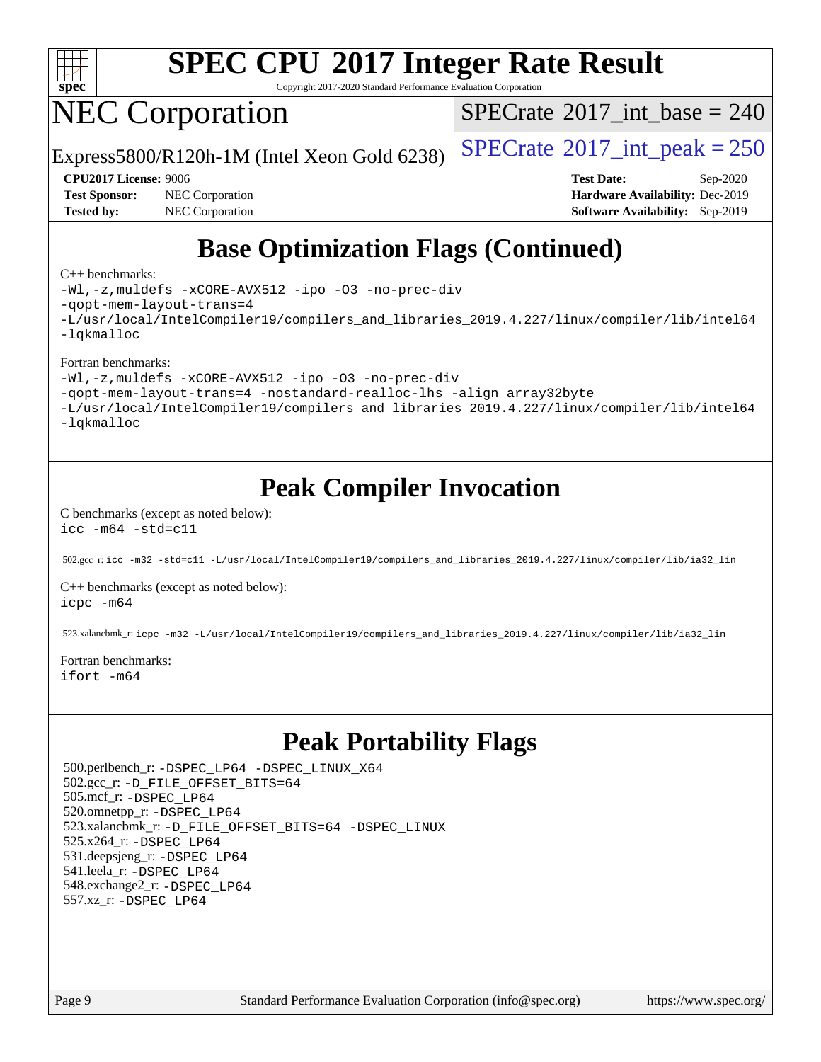## Base Optimization Flags (Continued)

C++ benchmarks:

```
-Wl,-z,muldefs -xCORE-AVX512 -ipo -O3 -no-prec-div
-qopt-mem-layout-trans=4
-L/usr/local/IntelCompiler19/compilers_and_libraries_2019.4.227/linux/compiler/lib/intel64
-lqkmalloc
```

Fortran benchmarks:

```
-Wl,-z,muldefs -xCORE-AVX512 -ipo -O3 -no-prec-div
-qopt-mem-layout-trans=4 -nostandard-realloc-lhs -align array32byte
-L/usr/local/IntelCompiler19/compilers_and_libraries_2019.4.227/linux/compiler/lib/intel64
-lqkmalloc
```

## Peak Compiler Invocation

C benchmarks (except as noted below):

```
icc -m64 -std=c11
```

502.gcc_r: `icc -m32 -std=c11 -L/usr/local/IntelCompiler19/compilers_and_libraries_2019.4.227/linux/compiler/lib/ia32_lin`

C++ benchmarks (except as noted below):

```
icpc -m64
```

523.xalancbmk_r: `icpc -m32 -L/usr/local/IntelCompiler19/compilers_and_libraries_2019.4.227/linux/compiler/lib/ia32_lin`

Fortran benchmarks:

```
ifort -m64
```

## Peak Portability Flags

500.perlbench_r: `-DSPEC_LP64 -DSPEC_LINUX_X64`
502.gcc_r: `-D_FILE_OFFSET_BITS=64`
505.mcf_r: `-DSPEC_LP64`
520.omnetpp_r: `-DSPEC_LP64`
523.xalancbmk_r: `-D_FILE_OFFSET_BITS=64 -DSPEC_LINUX`
525.x264_r: `-DSPEC_LP64`
531.deepsjeng_r: `-DSPEC_LP64`
541.leela_r: `-DSPEC_LP64`
548.exchange2_r: `-DSPEC_LP64`
557.xz_r: `-DSPEC_LP64`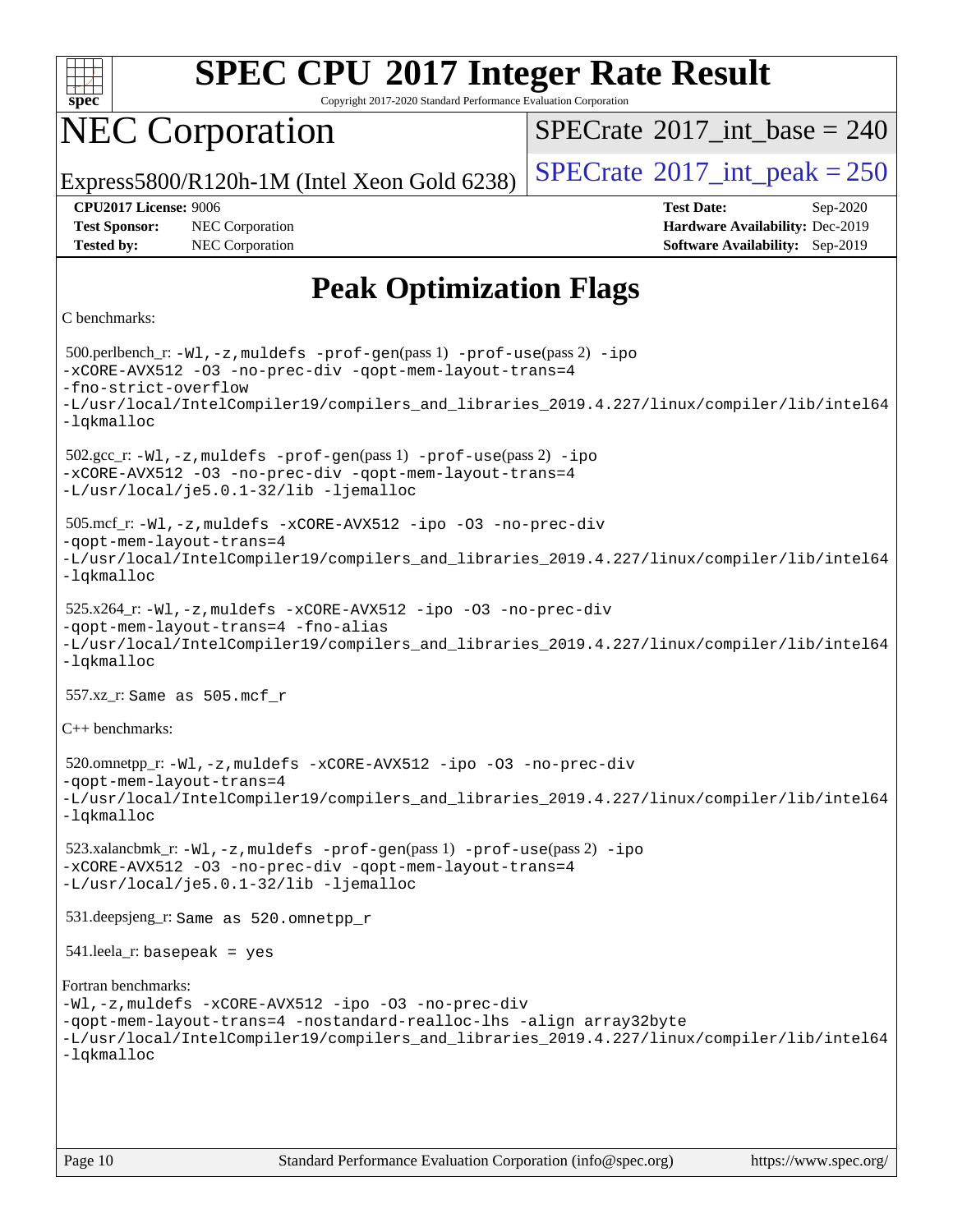# Peak Optimization Flags

C benchmarks:

500.perlbench_r: `-Wl,-z,muldefs -prof-gen`(pass 1) `-prof-use`(pass 2) `-ipo -xCORE-AVX512 -O3 -no-prec-div -qopt-mem-layout-trans=4 -fno-strict-overflow -L/usr/local/IntelCompiler19/compilers_and_libraries_2019.4.227/linux/compiler/lib/intel64 -lqkmalloc`

502.gcc_r: `-Wl,-z,muldefs -prof-gen`(pass 1) `-prof-use`(pass 2) `-ipo -xCORE-AVX512 -O3 -no-prec-div -qopt-mem-layout-trans=4 -L/usr/local/je5.0.1-32/lib -ljemalloc`

505.mcf_r: `-Wl,-z,muldefs -xCORE-AVX512 -ipo -O3 -no-prec-div -qopt-mem-layout-trans=4 -L/usr/local/IntelCompiler19/compilers_and_libraries_2019.4.227/linux/compiler/lib/intel64 -lqkmalloc`

525.x264_r: `-Wl,-z,muldefs -xCORE-AVX512 -ipo -O3 -no-prec-div -qopt-mem-layout-trans=4 -fno-alias -L/usr/local/IntelCompiler19/compilers_and_libraries_2019.4.227/linux/compiler/lib/intel64 -lqkmalloc`

557.xz_r: Same as 505.mcf_r

C++ benchmarks:

520.omnetpp_r: `-Wl,-z,muldefs -xCORE-AVX512 -ipo -O3 -no-prec-div -qopt-mem-layout-trans=4 -L/usr/local/IntelCompiler19/compilers_and_libraries_2019.4.227/linux/compiler/lib/intel64 -lqkmalloc`

523.xalancbmk_r: `-Wl,-z,muldefs -prof-gen`(pass 1) `-prof-use`(pass 2) `-ipo -xCORE-AVX512 -O3 -no-prec-div -qopt-mem-layout-trans=4 -L/usr/local/je5.0.1-32/lib -ljemalloc`

531.deepsjeng_r: Same as 520.omnetpp_r

541.leela_r: basepeak = yes

Fortran benchmarks:

`-Wl,-z,muldefs -xCORE-AVX512 -ipo -O3 -no-prec-div -qopt-mem-layout-trans=4 -nostandard-realloc-lhs -align array32byte -L/usr/local/IntelCompiler19/compilers_and_libraries_2019.4.227/linux/compiler/lib/intel64 -lqkmalloc`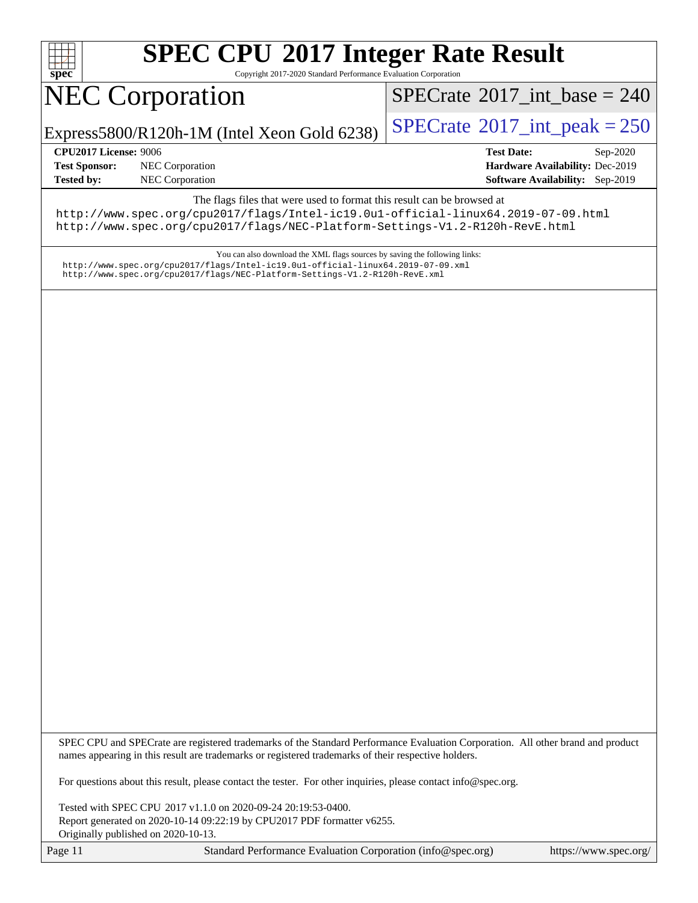The flags files that were used to format this result can be browsed at
http://www.spec.org/cpu2017/flags/Intel-ic19.0u1-official-linux64.2019-07-09.html
http://www.spec.org/cpu2017/flags/NEC-Platform-Settings-V1.2-R120h-RevE.html

You can also download the XML flags sources by saving the following links:
http://www.spec.org/cpu2017/flags/Intel-ic19.0u1-official-linux64.2019-07-09.xml
http://www.spec.org/cpu2017/flags/NEC-Platform-Settings-V1.2-R120h-RevE.xml

SPEC CPU and SPECrate are registered trademarks of the Standard Performance Evaluation Corporation. All other brand and product names appearing in this result are trademarks or registered trademarks of their respective holders.

For questions about this result, please contact the tester. For other inquiries, please contact info@spec.org.

Tested with SPEC CPU 2017 v1.1.0 on 2020-09-24 20:19:53-0400.
Report generated on 2020-10-14 09:22:19 by CPU2017 PDF formatter v6255.
Originally published on 2020-10-13.